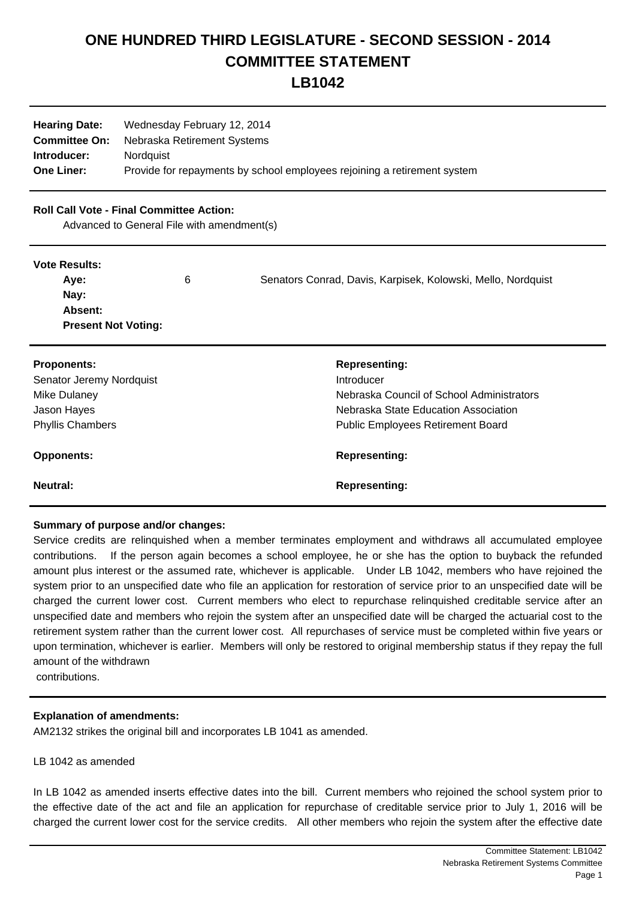# ONE HUNDRED THIRD LEGISLATURE - SECOND SESSION - 2014
# COMMITTEE STATEMENT
# LB1042

| | |
|---|---|
| **Hearing Date:** | Wednesday February 12, 2014 |
| **Committee On:** | Nebraska Retirement Systems |
| **Introducer:** | Nordquist |
| **One Liner:** | Provide for repayments by school employees rejoining a retirement system |

**Roll Call Vote - Final Committee Action:**

Advanced to General File with amendment(s)

**Vote Results:**

| | | |
|---|---|---|
| **Aye:** | 6 | Senators Conrad, Davis, Karpisek, Kolowski, Mello, Nordquist |
| **Nay:** | | |
| **Absent:** | | |
| **Present Not Voting:** | | |

| **Proponents:** | **Representing:** |
|---|---|
| Senator Jeremy Nordquist | Introducer |
| Mike Dulaney | Nebraska Council of School Administrators |
| Jason Hayes | Nebraska State Education Association |
| Phyllis Chambers | Public Employees Retirement Board |

| **Opponents:** | **Representing:** |
|---|---|

| **Neutral:** | **Representing:** |
|---|---|

**Summary of purpose and/or changes:**

Service credits are relinquished when a member terminates employment and withdraws all accumulated employee contributions. If the person again becomes a school employee, he or she has the option to buyback the refunded amount plus interest or the assumed rate, whichever is applicable. Under LB 1042, members who have rejoined the system prior to an unspecified date who file an application for restoration of service prior to an unspecified date will be charged the current lower cost. Current members who elect to repurchase relinquished creditable service after an unspecified date and members who rejoin the system after an unspecified date will be charged the actuarial cost to the retirement system rather than the current lower cost. All repurchases of service must be completed within five years or upon termination, whichever is earlier. Members will only be restored to original membership status if they repay the full amount of the withdrawn contributions.

**Explanation of amendments:**

AM2132 strikes the original bill and incorporates LB 1041 as amended.

LB 1042 as amended

In LB 1042 as amended inserts effective dates into the bill. Current members who rejoined the school system prior to the effective date of the act and file an application for repurchase of creditable service prior to July 1, 2016 will be charged the current lower cost for the service credits. All other members who rejoin the system after the effective date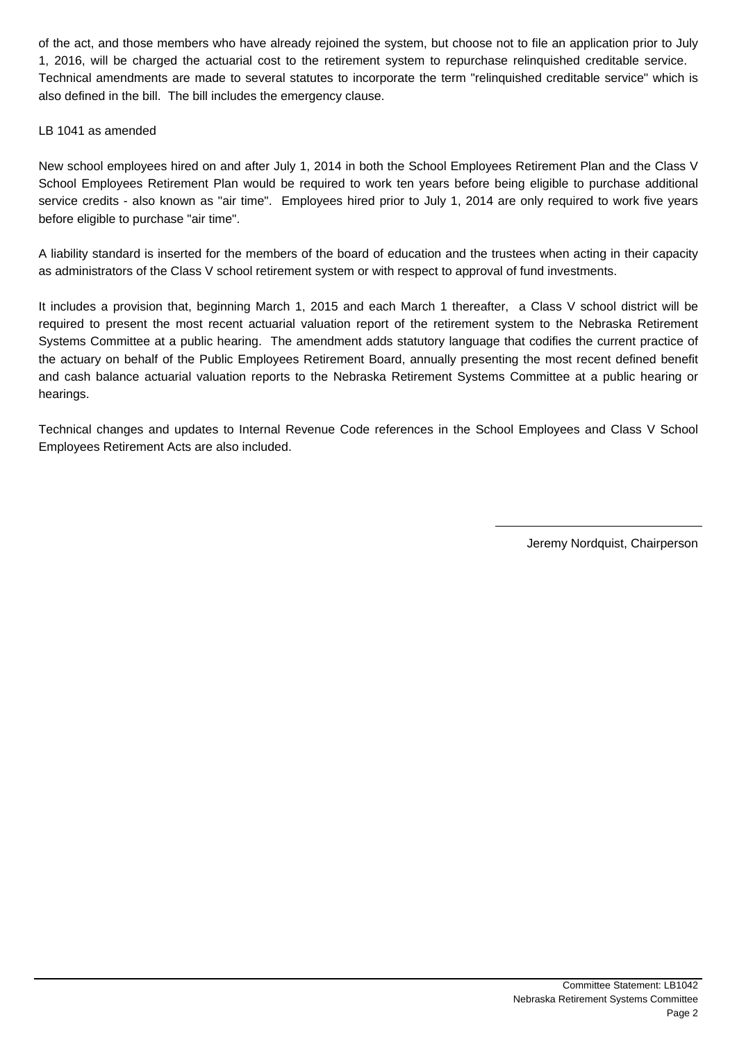of the act, and those members who have already rejoined the system, but choose not to file an application prior to July 1, 2016, will be charged the actuarial cost to the retirement system to repurchase relinquished creditable service. Technical amendments are made to several statutes to incorporate the term "relinquished creditable service" which is also defined in the bill. The bill includes the emergency clause.

LB 1041 as amended

New school employees hired on and after July 1, 2014 in both the School Employees Retirement Plan and the Class V School Employees Retirement Plan would be required to work ten years before being eligible to purchase additional service credits - also known as "air time". Employees hired prior to July 1, 2014 are only required to work five years before eligible to purchase "air time".

A liability standard is inserted for the members of the board of education and the trustees when acting in their capacity as administrators of the Class V school retirement system or with respect to approval of fund investments.

It includes a provision that, beginning March 1, 2015 and each March 1 thereafter, a Class V school district will be required to present the most recent actuarial valuation report of the retirement system to the Nebraska Retirement Systems Committee at a public hearing. The amendment adds statutory language that codifies the current practice of the actuary on behalf of the Public Employees Retirement Board, annually presenting the most recent defined benefit and cash balance actuarial valuation reports to the Nebraska Retirement Systems Committee at a public hearing or hearings.

Technical changes and updates to Internal Revenue Code references in the School Employees and Class V School Employees Retirement Acts are also included.

Jeremy Nordquist, Chairperson